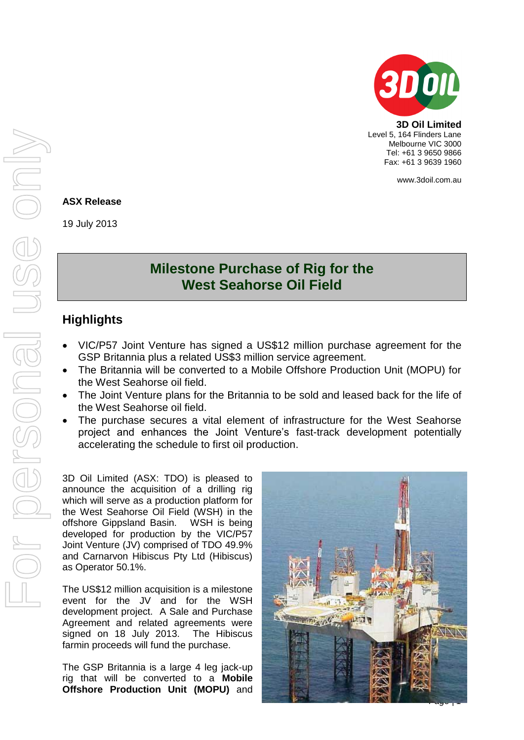**3D Oil Limited**
Level 5, 164 Flinders Lane
Melbourne VIC 3000
Tel: +61 3 9650 9866
Fax: +61 3 9639 1960

www.3doil.com.au

**ASX Release**

19 July 2013

# Milestone Purchase of Rig for the West Seahorse Oil Field

## Highlights

- VIC/P57 Joint Venture has signed a US$12 million purchase agreement for the GSP Britannia plus a related US$3 million service agreement.
- The Britannia will be converted to a Mobile Offshore Production Unit (MOPU) for the West Seahorse oil field.
- The Joint Venture plans for the Britannia to be sold and leased back for the life of the West Seahorse oil field.
- The purchase secures a vital element of infrastructure for the West Seahorse project and enhances the Joint Venture's fast-track development potentially accelerating the schedule to first oil production.

3D Oil Limited (ASX: TDO) is pleased to announce the acquisition of a drilling rig which will serve as a production platform for the West Seahorse Oil Field (WSH) in the offshore Gippsland Basin. WSH is being developed for production by the VIC/P57 Joint Venture (JV) comprised of TDO 49.9% and Carnarvon Hibiscus Pty Ltd (Hibiscus) as Operator 50.1%.

The US$12 million acquisition is a milestone event for the JV and for the WSH development project. A Sale and Purchase Agreement and related agreements were signed on 18 July 2013. The Hibiscus farmin proceeds will fund the purchase.

The GSP Britannia is a large 4 leg jack-up rig that will be converted to a **Mobile Offshore Production Unit (MOPU)** and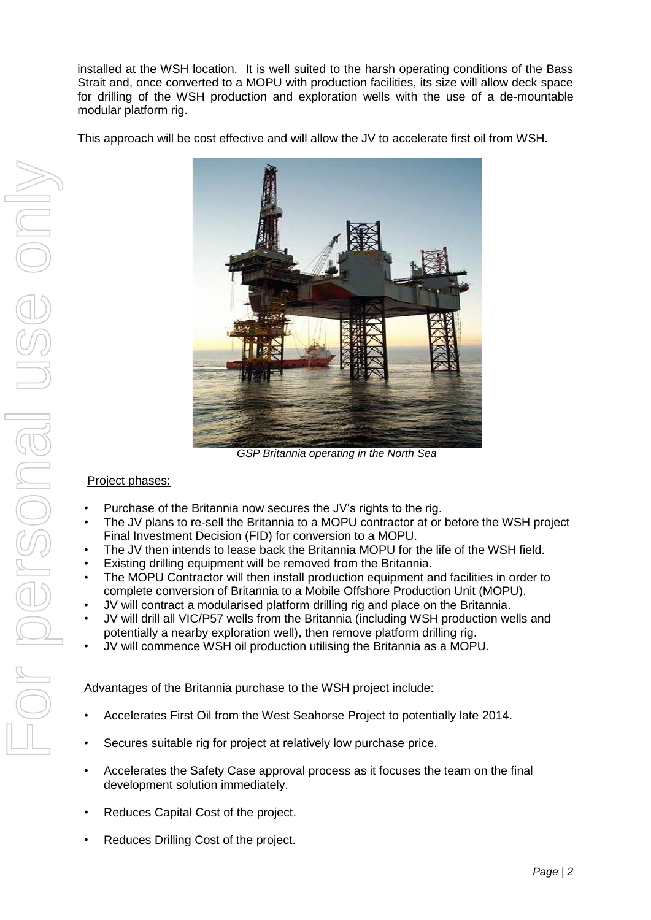installed at the WSH location. It is well suited to the harsh operating conditions of the Bass Strait and, once converted to a MOPU with production facilities, its size will allow deck space for drilling of the WSH production and exploration wells with the use of a de-mountable modular platform rig.

This approach will be cost effective and will allow the JV to accelerate first oil from WSH.

*GSP Britannia operating in the North Sea*

Project phases:

- Purchase of the Britannia now secures the JV's rights to the rig.
- The JV plans to re-sell the Britannia to a MOPU contractor at or before the WSH project Final Investment Decision (FID) for conversion to a MOPU.
- The JV then intends to lease back the Britannia MOPU for the life of the WSH field.
- Existing drilling equipment will be removed from the Britannia.
- The MOPU Contractor will then install production equipment and facilities in order to complete conversion of Britannia to a Mobile Offshore Production Unit (MOPU).
- JV will contract a modularised platform drilling rig and place on the Britannia.
- JV will drill all VIC/P57 wells from the Britannia (including WSH production wells and potentially a nearby exploration well), then remove platform drilling rig.
- JV will commence WSH oil production utilising the Britannia as a MOPU.

Advantages of the Britannia purchase to the WSH project include:

- Accelerates First Oil from the West Seahorse Project to potentially late 2014.
- Secures suitable rig for project at relatively low purchase price.
- Accelerates the Safety Case approval process as it focuses the team on the final development solution immediately.
- Reduces Capital Cost of the project.
- Reduces Drilling Cost of the project.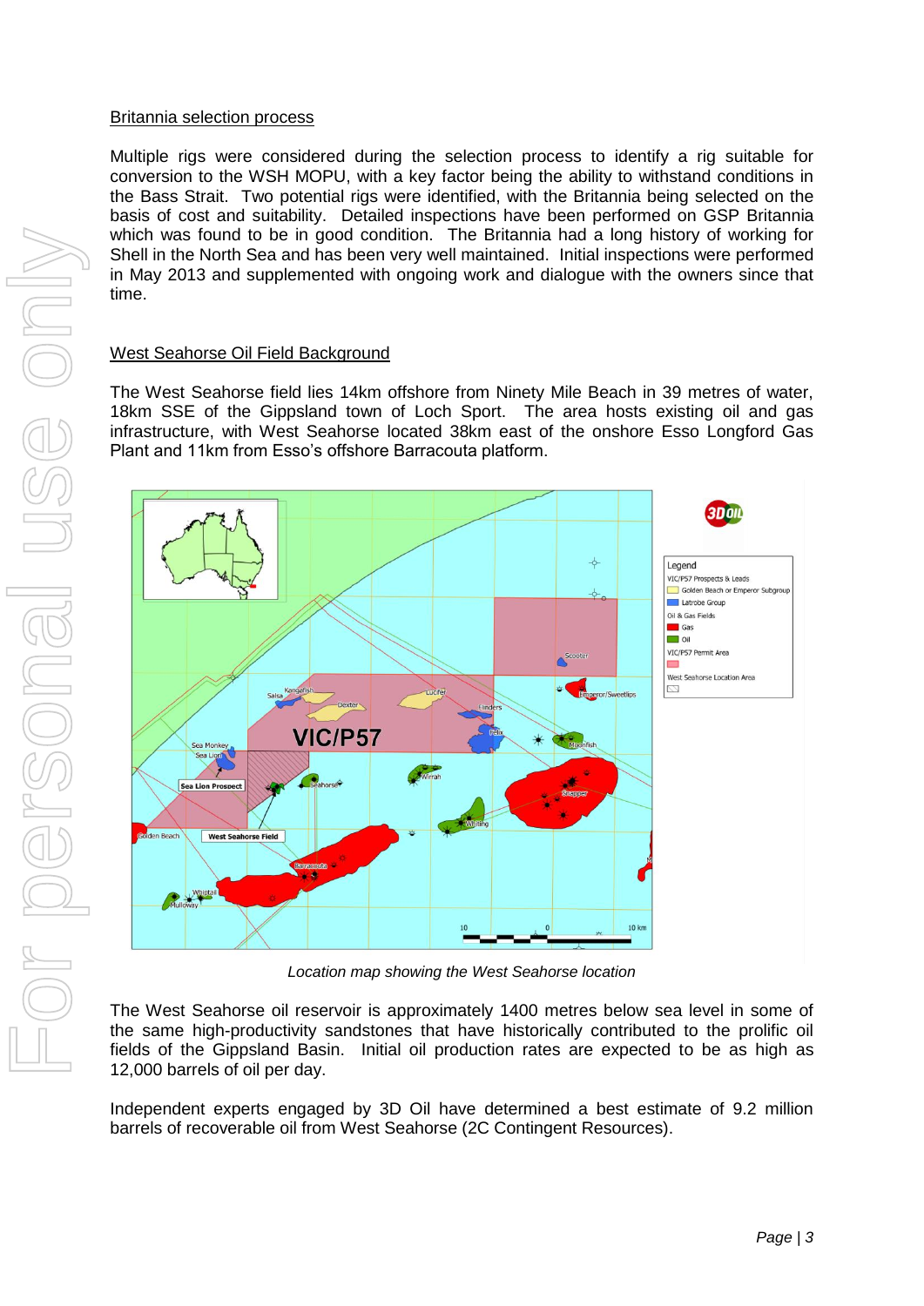## Britannia selection process

Multiple rigs were considered during the selection process to identify a rig suitable for conversion to the WSH MOPU, with a key factor being the ability to withstand conditions in the Bass Strait. Two potential rigs were identified, with the Britannia being selected on the basis of cost and suitability. Detailed inspections have been performed on GSP Britannia which was found to be in good condition. The Britannia had a long history of working for Shell in the North Sea and has been very well maintained. Initial inspections were performed in May 2013 and supplemented with ongoing work and dialogue with the owners since that time.

## West Seahorse Oil Field Background

The West Seahorse field lies 14km offshore from Ninety Mile Beach in 39 metres of water, 18km SSE of the Gippsland town of Loch Sport. The area hosts existing oil and gas infrastructure, with West Seahorse located 38km east of the onshore Esso Longford Gas Plant and 11km from Esso's offshore Barracouta platform.

*Location map showing the West Seahorse location*

The West Seahorse oil reservoir is approximately 1400 metres below sea level in some of the same high-productivity sandstones that have historically contributed to the prolific oil fields of the Gippsland Basin. Initial oil production rates are expected to be as high as 12,000 barrels of oil per day.

Independent experts engaged by 3D Oil have determined a best estimate of 9.2 million barrels of recoverable oil from West Seahorse (2C Contingent Resources).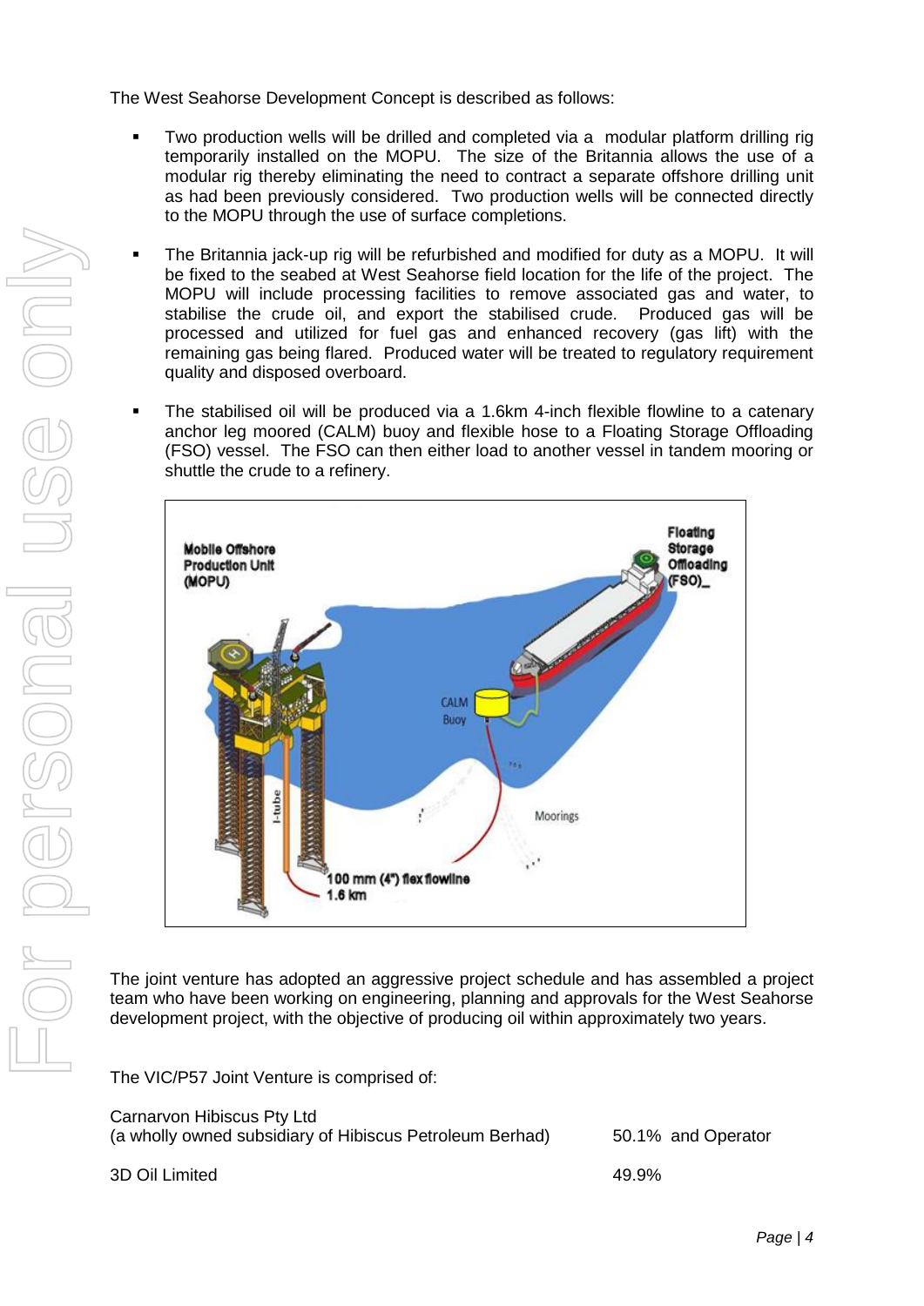The West Seahorse Development Concept is described as follows:

- Two production wells will be drilled and completed via a modular platform drilling rig temporarily installed on the MOPU. The size of the Britannia allows the use of a modular rig thereby eliminating the need to contract a separate offshore drilling unit as had been previously considered. Two production wells will be connected directly to the MOPU through the use of surface completions.
- The Britannia jack-up rig will be refurbished and modified for duty as a MOPU. It will be fixed to the seabed at West Seahorse field location for the life of the project. The MOPU will include processing facilities to remove associated gas and water, to stabilise the crude oil, and export the stabilised crude. Produced gas will be processed and utilized for fuel gas and enhanced recovery (gas lift) with the remaining gas being flared. Produced water will be treated to regulatory requirement quality and disposed overboard.
- The stabilised oil will be produced via a 1.6km 4-inch flexible flowline to a catenary anchor leg moored (CALM) buoy and flexible hose to a Floating Storage Offloading (FSO) vessel. The FSO can then either load to another vessel in tandem mooring or shuttle the crude to a refinery.

The joint venture has adopted an aggressive project schedule and has assembled a project team who have been working on engineering, planning and approvals for the West Seahorse development project, with the objective of producing oil within approximately two years.

The VIC/P57 Joint Venture is comprised of:

| | |
|---|---|
| Carnarvon Hibiscus Pty Ltd (a wholly owned subsidiary of Hibiscus Petroleum Berhad) | 50.1% and Operator |
| 3D Oil Limited | 49.9% |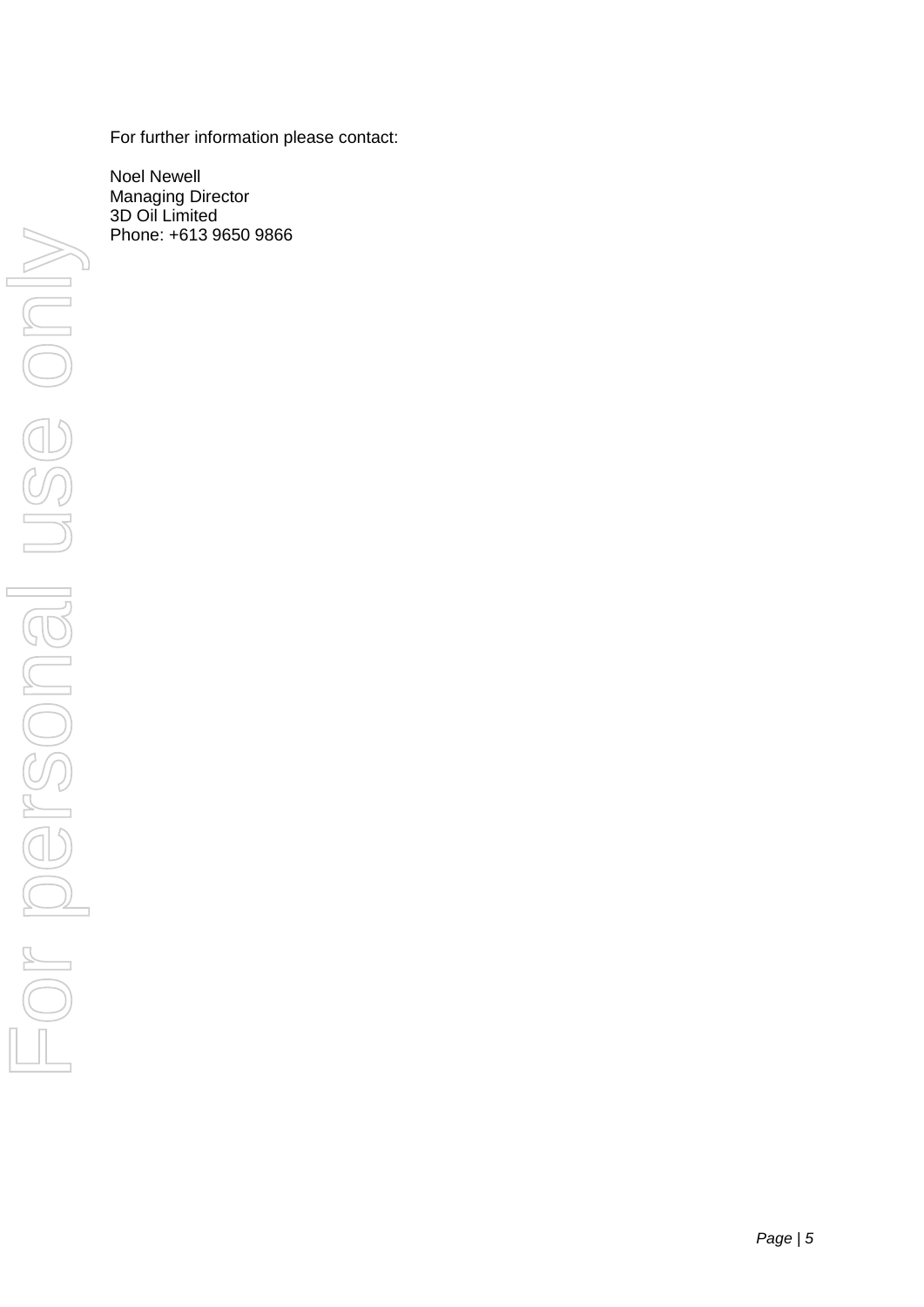For further information please contact:

Noel Newell
Managing Director
3D Oil Limited
Phone: +613 9650 9866